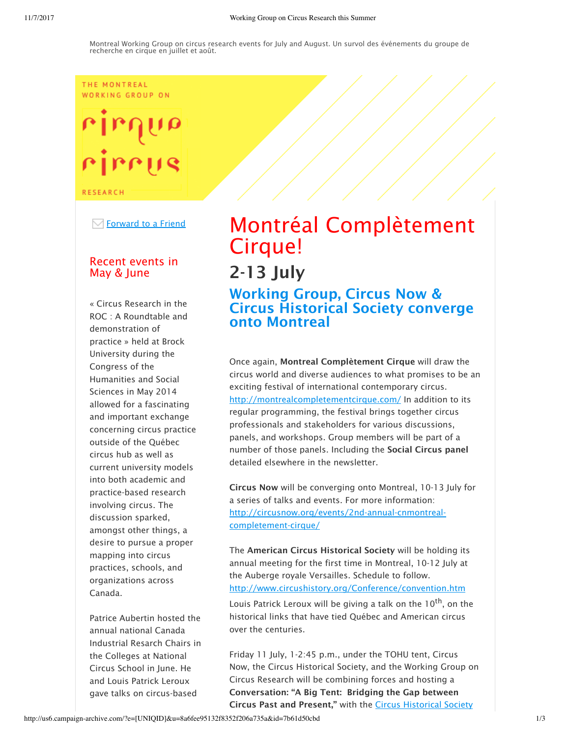Montreal Working Group on circus research events for July and August. Un survol des événements du groupe de recherche en cirque en juillet et août.

THE MONTREAL WORKING GROUP ON

cirque cirrus

RESEARCH

Forward to a Friend

## Recent events in May & June

« Circus Research in the ROC : A Roundtable and demonstration of practice » held at Brock University during the Congress of the Humanities and Social Sciences in May 2014 allowed for a fascinating and important exchange concerning circus practice outside of the Québec circus hub as well as current university models into both academic and practice-based research involving circus. The discussion sparked, amongst other things, a desire to pursue a proper mapping into circus practices, schools, and organizations across Canada.

Patrice Aubertin hosted the annual national Canada Industrial Research Chairs in the Colleges at National Circus School in June. He and Louis Patrick Leroux gave talks on circus-based

# Montréal Complètement Cirque!

## 2-13 July

### Working Group, Circus Now & Circus Historical Society converge onto Montreal

Once again, **Montreal Complètement Cirque** will draw the circus world and diverse audiences to what promises to be an exciting festival of international contemporary circus. http://montrealcompletementcirque.com/ In addition to its regular programming, the festival brings together circus professionals and stakeholders for various discussions, panels, and workshops. Group members will be part of a number of those panels. Including the **Social Circus panel** detailed elsewhere in the newsletter.

**Circus Now** will be converging onto Montreal, 10-13 July for a series of talks and events. For more information: http://circusnow.org/events/2nd-annual-cnmontreal-completement-cirque/

The **American Circus Historical Society** will be holding its annual meeting for the first time in Montreal, 10-12 July at the Auberge royale Versailles. Schedule to follow. http://www.circushistory.org/Conference/convention.htm Louis Patrick Leroux will be giving a talk on the 10th, on the historical links that have tied Québec and American circus over the centuries.

Friday 11 July, 1-2:45 p.m., under the TOHU tent, Circus Now, the Circus Historical Society, and the Working Group on Circus Research will be combining forces and hosting a **Conversation: "A Big Tent: Bridging the Gap between Circus Past and Present,"** with the Circus Historical Society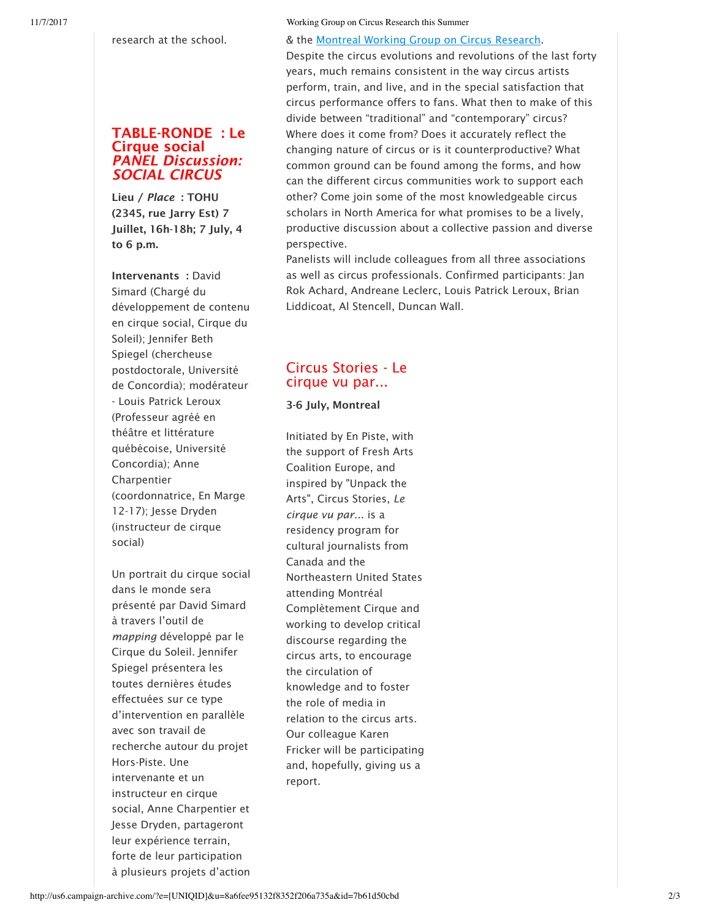research at the school.

## TABLE-RONDE : Le Cirque social
## *PANEL Discussion: SOCIAL CIRCUS*

**Lieu / *Place* : TOHU (2345, rue Jarry Est) 7 Juillet, 16h-18h; 7 July, 4 to 6 p.m.**

**Intervenants :** David Simard (Chargé du développement de contenu en cirque social, Cirque du Soleil); Jennifer Beth Spiegel (chercheuse postdoctorale, Université de Concordia); modérateur - Louis Patrick Leroux (Professeur agréé en théâtre et littérature québécoise, Université Concordia); Anne Charpentier (coordonnatrice, En Marge 12-17); Jesse Dryden (instructeur de cirque social)

Un portrait du cirque social dans le monde sera présenté par David Simard à travers l'outil de *mapping* développé par le Cirque du Soleil. Jennifer Spiegel présentera les toutes dernières études effectuées sur ce type d'intervention en parallèle avec son travail de recherche autour du projet Hors-Piste. Une intervenante et un instructeur en cirque social, Anne Charpentier et Jesse Dryden, partageront leur expérience terrain, forte de leur participation à plusieurs projets d'action

& the [Montreal Working Group on Circus Research](#).
Despite the circus evolutions and revolutions of the last forty years, much remains consistent in the way circus artists perform, train, and live, and in the special satisfaction that circus performance offers to fans. What then to make of this divide between "traditional" and "contemporary" circus? Where does it come from? Does it accurately reflect the changing nature of circus or is it counterproductive? What common ground can be found among the forms, and how can the different circus communities work to support each other? Come join some of the most knowledgeable circus scholars in North America for what promises to be a lively, productive discussion about a collective passion and diverse perspective.
Panelists will include colleagues from all three associations as well as circus professionals. Confirmed participants: Jan Rok Achard, Andreane Leclerc, Louis Patrick Leroux, Brian Liddicoat, Al Stencell, Duncan Wall.

## Circus Stories - Le cirque vu par...

**3-6 July, Montreal**

Initiated by En Piste, with the support of Fresh Arts Coalition Europe, and inspired by "Unpack the Arts", Circus Stories, *Le cirque vu par...* is a residency program for cultural journalists from Canada and the Northeastern United States attending Montréal Complètement Cirque and working to develop critical discourse regarding the circus arts, to encourage the circulation of knowledge and to foster the role of media in relation to the circus arts. Our colleague Karen Fricker will be participating and, hopefully, giving us a report.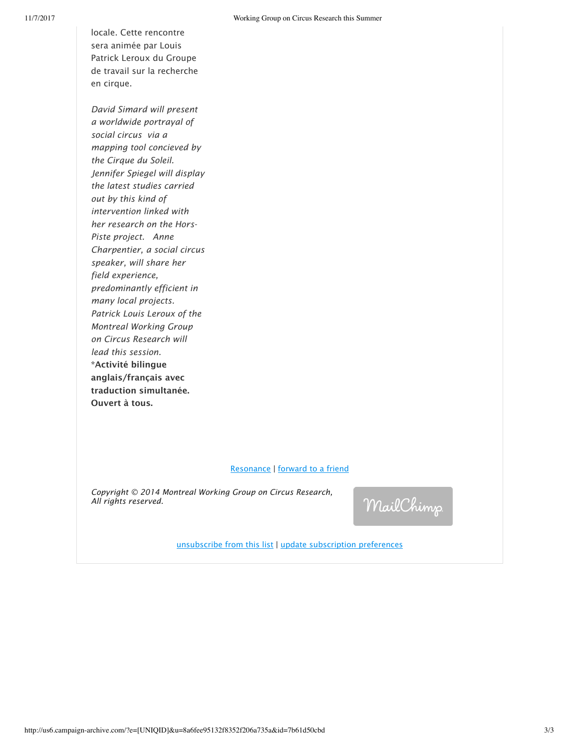locale. Cette rencontre sera animée par Louis Patrick Leroux du Groupe de travail sur la recherche en cirque.

*David Simard will present a worldwide portrayal of social circus via a mapping tool concieved by the Cirque du Soleil. Jennifer Spiegel will display the latest studies carried out by this kind of intervention linked with her research on the Hors-Piste project. Anne Charpentier, a social circus speaker, will share her field experience, predominantly efficient in many local projects. Patrick Louis Leroux of the Montreal Working Group on Circus Research will lead this session.*

**\*Activité bilingue anglais/français avec traduction simultanée. Ouvert à tous.**

Resonance | forward to a friend

*Copyright © 2014 Montreal Working Group on Circus Research, All rights reserved.*

MailChimp

unsubscribe from this list | update subscription preferences